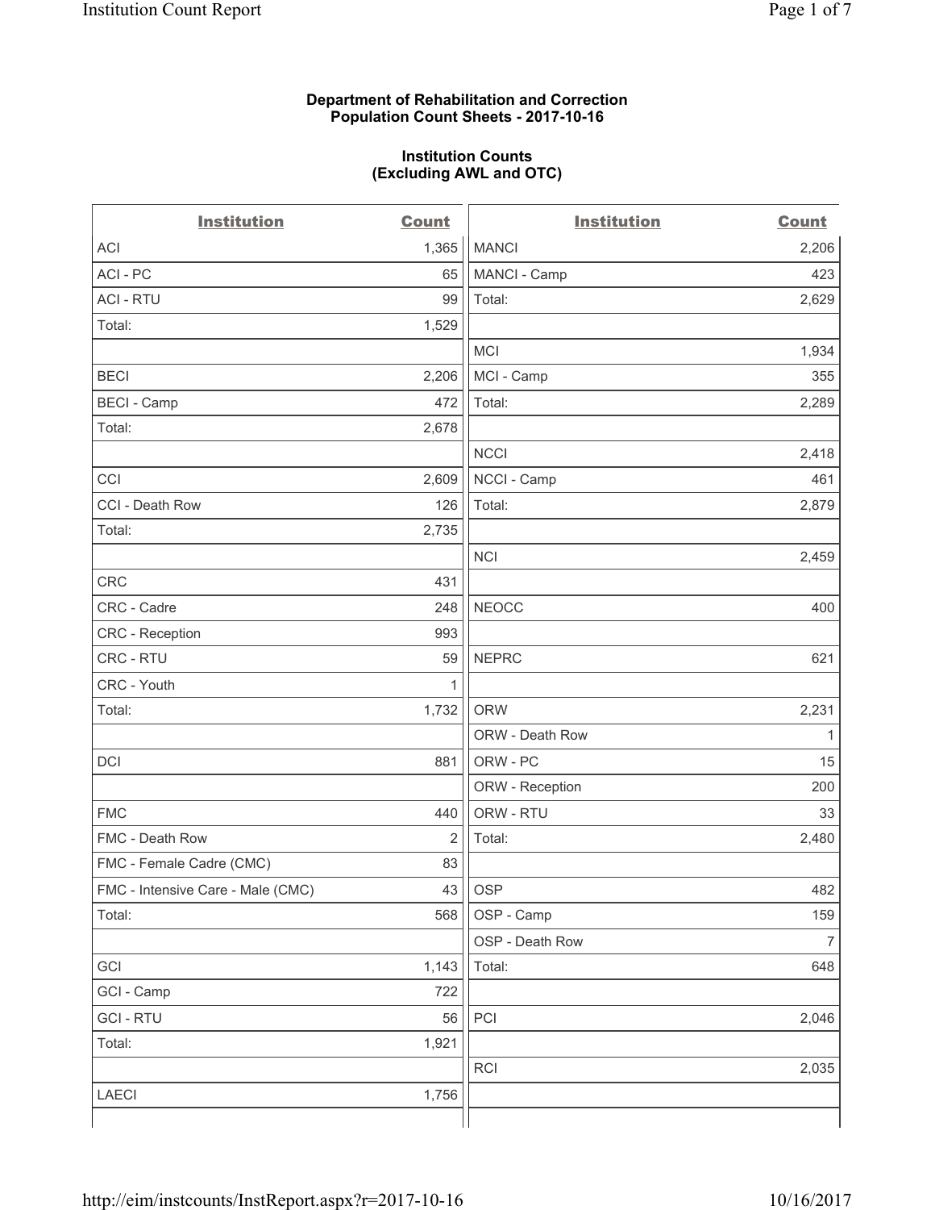**Department of Rehabilitation and Correction**
**Population Count Sheets - 2017-10-16**

**Institution Counts**
**(Excluding AWL and OTC)**

| Institution | Count | Institution | Count |
|---|---|---|---|
| ACI | 1,365 | MANCI | 2,206 |
| ACI - PC | 65 | MANCI - Camp | 423 |
| ACI - RTU | 99 | Total: | 2,629 |
| Total: | 1,529 | | |
| | | MCI | 1,934 |
| BECI | 2,206 | MCI - Camp | 355 |
| BECI - Camp | 472 | Total: | 2,289 |
| Total: | 2,678 | | |
| | | NCCI | 2,418 |
| CCI | 2,609 | NCCI - Camp | 461 |
| CCI - Death Row | 126 | Total: | 2,879 |
| Total: | 2,735 | | |
| | | NCI | 2,459 |
| CRC | 431 | | |
| CRC - Cadre | 248 | NEOCC | 400 |
| CRC - Reception | 993 | | |
| CRC - RTU | 59 | NEPRC | 621 |
| CRC - Youth | 1 | | |
| Total: | 1,732 | ORW | 2,231 |
| | | ORW - Death Row | 1 |
| DCI | 881 | ORW - PC | 15 |
| | | ORW - Reception | 200 |
| FMC | 440 | ORW - RTU | 33 |
| FMC - Death Row | 2 | Total: | 2,480 |
| FMC - Female Cadre (CMC) | 83 | | |
| FMC - Intensive Care - Male (CMC) | 43 | OSP | 482 |
| Total: | 568 | OSP - Camp | 159 |
| | | OSP - Death Row | 7 |
| GCI | 1,143 | Total: | 648 |
| GCI - Camp | 722 | | |
| GCI - RTU | 56 | PCI | 2,046 |
| Total: | 1,921 | | |
| | | RCI | 2,035 |
| LAECI | 1,756 | | |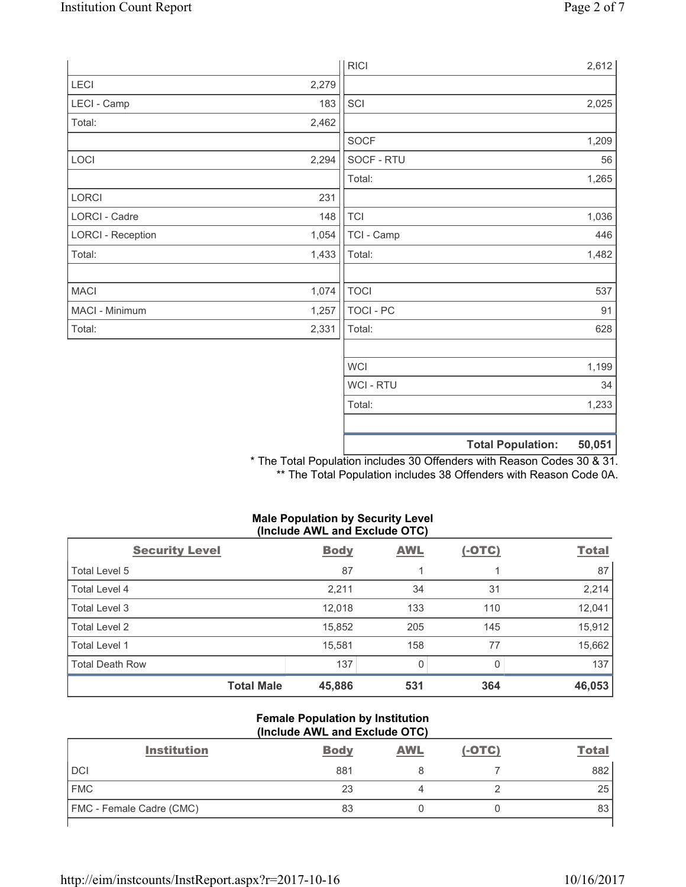| | |
|---|---|
| LECI | 2,279 |
| LECI - Camp | 183 |
| Total: | 2,462 |
| | |
| LOCI | 2,294 |
| | |
| LORCI | 231 |
| LORCI - Cadre | 148 |
| LORCI - Reception | 1,054 |
| Total: | 1,433 |
| | |
| MACI | 1,074 |
| MACI - Minimum | 1,257 |
| Total: | 2,331 |

| | |
|---|---|
| RICI | 2,612 |
| | |
| SCI | 2,025 |
| | |
| SOCF | 1,209 |
| SOCF - RTU | 56 |
| Total: | 1,265 |
| | |
| TCI | 1,036 |
| TCI - Camp | 446 |
| Total: | 1,482 |
| | |
| TOCI | 537 |
| TOCI - PC | 91 |
| Total: | 628 |
| | |
| WCI | 1,199 |
| WCI - RTU | 34 |
| Total: | 1,233 |
| | |
| **Total Population:** | **50,051** |

\* The Total Population includes 30 Offenders with Reason Codes 30 & 31.
** The Total Population includes 38 Offenders with Reason Code 0A.

**Male Population by Security Level (Include AWL and Exclude OTC)**

| Security Level | Body | AWL | (-OTC) | Total |
|---|---|---|---|---|
| Total Level 5 | 87 | 1 | 1 | 87 |
| Total Level 4 | 2,211 | 34 | 31 | 2,214 |
| Total Level 3 | 12,018 | 133 | 110 | 12,041 |
| Total Level 2 | 15,852 | 205 | 145 | 15,912 |
| Total Level 1 | 15,581 | 158 | 77 | 15,662 |
| Total Death Row | 137 | 0 | 0 | 137 |
| **Total Male** | **45,886** | **531** | **364** | **46,053** |

**Female Population by Institution (Include AWL and Exclude OTC)**

| Institution | Body | AWL | (-OTC) | Total |
|---|---|---|---|---|
| DCI | 881 | 8 | 7 | 882 |
| FMC | 23 | 4 | 2 | 25 |
| FMC - Female Cadre (CMC) | 83 | 0 | 0 | 83 |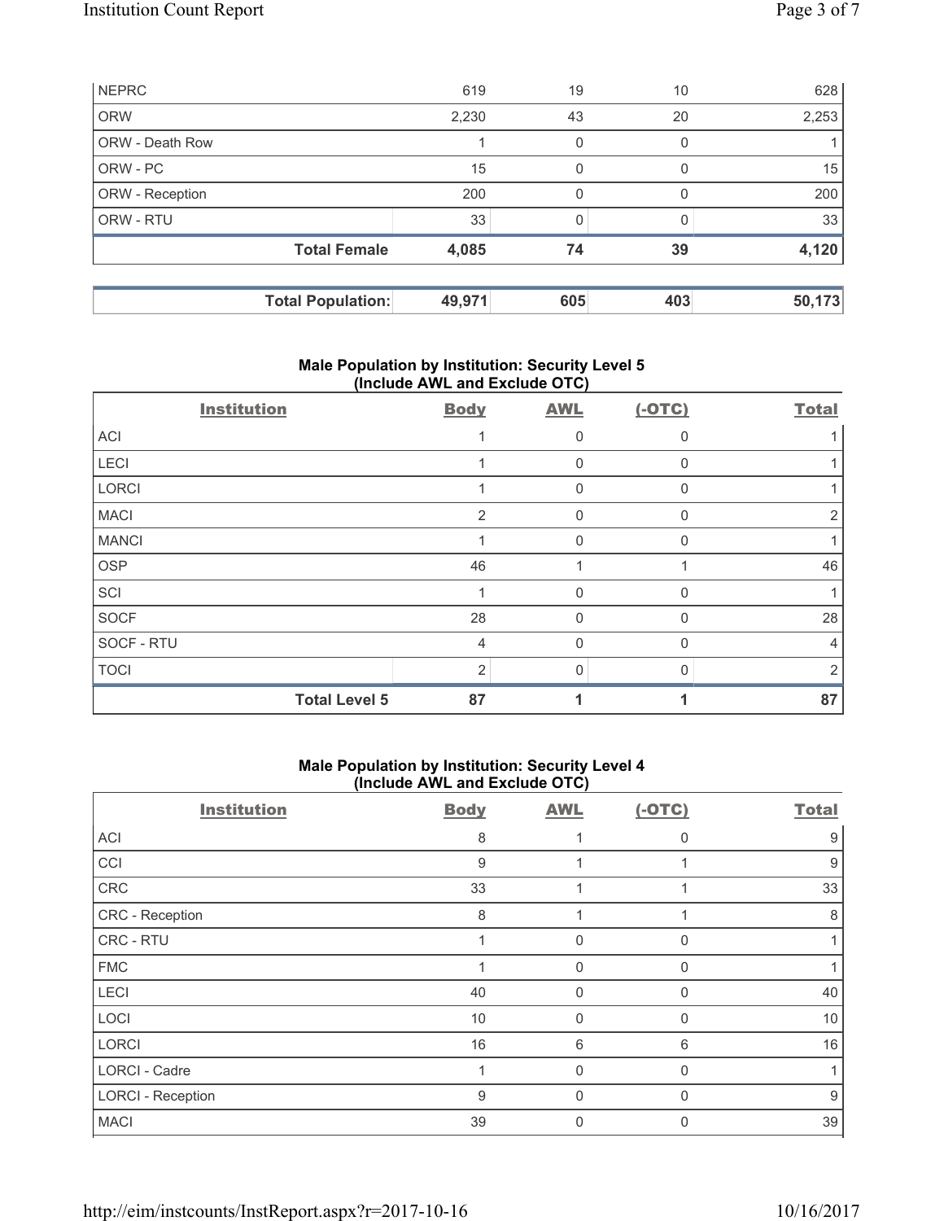| | | | | |
|---|---|---|---|---|
| NEPRC | 619 | 19 | 10 | 628 |
| ORW | 2,230 | 43 | 20 | 2,253 |
| ORW - Death Row | 1 | 0 | 0 | 1 |
| ORW - PC | 15 | 0 | 0 | 15 |
| ORW - Reception | 200 | 0 | 0 | 200 |
| ORW - RTU | 33 | 0 | 0 | 33 |
| **Total Female** | **4,085** | **74** | **39** | **4,120** |

| | | | | |
|---|---|---|---|---|
| **Total Population:** | **49,971** | **605** | **403** | **50,173** |

## Male Population by Institution: Security Level 5 (Include AWL and Exclude OTC)

| Institution | Body | AWL | (-OTC) | Total |
|---|---|---|---|---|
| ACI | 1 | 0 | 0 | 1 |
| LECI | 1 | 0 | 0 | 1 |
| LORCI | 1 | 0 | 0 | 1 |
| MACI | 2 | 0 | 0 | 2 |
| MANCI | 1 | 0 | 0 | 1 |
| OSP | 46 | 1 | 1 | 46 |
| SCI | 1 | 0 | 0 | 1 |
| SOCF | 28 | 0 | 0 | 28 |
| SOCF - RTU | 4 | 0 | 0 | 4 |
| TOCI | 2 | 0 | 0 | 2 |
| **Total Level 5** | **87** | **1** | **1** | **87** |

## Male Population by Institution: Security Level 4 (Include AWL and Exclude OTC)

| Institution | Body | AWL | (-OTC) | Total |
|---|---|---|---|---|
| ACI | 8 | 1 | 0 | 9 |
| CCI | 9 | 1 | 1 | 9 |
| CRC | 33 | 1 | 1 | 33 |
| CRC - Reception | 8 | 1 | 1 | 8 |
| CRC - RTU | 1 | 0 | 0 | 1 |
| FMC | 1 | 0 | 0 | 1 |
| LECI | 40 | 0 | 0 | 40 |
| LOCI | 10 | 0 | 0 | 10 |
| LORCI | 16 | 6 | 6 | 16 |
| LORCI - Cadre | 1 | 0 | 0 | 1 |
| LORCI - Reception | 9 | 0 | 0 | 9 |
| MACI | 39 | 0 | 0 | 39 |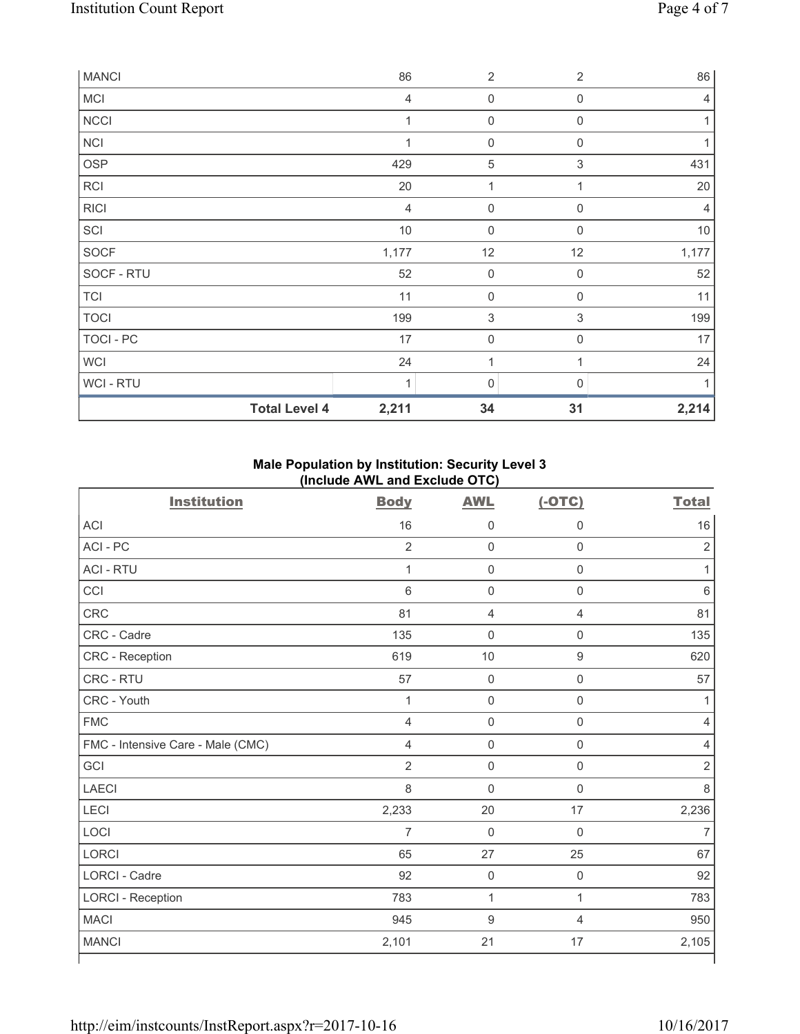| | | | | |
|---|---|---|---|---|
| MANCI | 86 | 2 | 2 | 86 |
| MCI | 4 | 0 | 0 | 4 |
| NCCI | 1 | 0 | 0 | 1 |
| NCI | 1 | 0 | 0 | 1 |
| OSP | 429 | 5 | 3 | 431 |
| RCI | 20 | 1 | 1 | 20 |
| RICI | 4 | 0 | 0 | 4 |
| SCI | 10 | 0 | 0 | 10 |
| SOCF | 1,177 | 12 | 12 | 1,177 |
| SOCF - RTU | 52 | 0 | 0 | 52 |
| TCI | 11 | 0 | 0 | 11 |
| TOCI | 199 | 3 | 3 | 199 |
| TOCI - PC | 17 | 0 | 0 | 17 |
| WCI | 24 | 1 | 1 | 24 |
| WCI - RTU | 1 | 0 | 0 | 1 |
| **Total Level 4** | **2,211** | **34** | **31** | **2,214** |

**Male Population by Institution: Security Level 3**
**(Include AWL and Exclude OTC)**

| Institution | Body | AWL | (-OTC) | Total |
|---|---|---|---|---|
| ACI | 16 | 0 | 0 | 16 |
| ACI - PC | 2 | 0 | 0 | 2 |
| ACI - RTU | 1 | 0 | 0 | 1 |
| CCI | 6 | 0 | 0 | 6 |
| CRC | 81 | 4 | 4 | 81 |
| CRC - Cadre | 135 | 0 | 0 | 135 |
| CRC - Reception | 619 | 10 | 9 | 620 |
| CRC - RTU | 57 | 0 | 0 | 57 |
| CRC - Youth | 1 | 0 | 0 | 1 |
| FMC | 4 | 0 | 0 | 4 |
| FMC - Intensive Care - Male (CMC) | 4 | 0 | 0 | 4 |
| GCI | 2 | 0 | 0 | 2 |
| LAECI | 8 | 0 | 0 | 8 |
| LECI | 2,233 | 20 | 17 | 2,236 |
| LOCI | 7 | 0 | 0 | 7 |
| LORCI | 65 | 27 | 25 | 67 |
| LORCI - Cadre | 92 | 0 | 0 | 92 |
| LORCI - Reception | 783 | 1 | 1 | 783 |
| MACI | 945 | 9 | 4 | 950 |
| MANCI | 2,101 | 21 | 17 | 2,105 |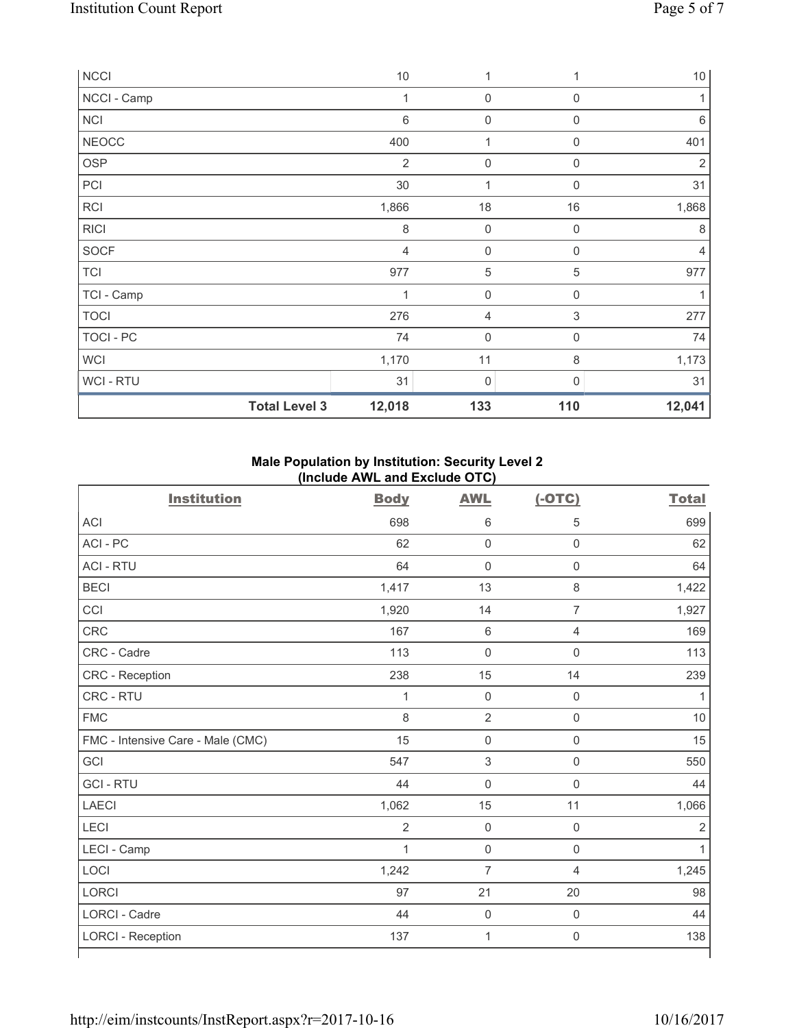| NCCI | | 10 | 1 | 1 | 10 |
|---|---|---|---|---|---|
| NCCI - Camp | | 1 | 0 | 0 | 1 |
| NCI | | 6 | 0 | 0 | 6 |
| NEOCC | | 400 | 1 | 0 | 401 |
| OSP | | 2 | 0 | 0 | 2 |
| PCI | | 30 | 1 | 0 | 31 |
| RCI | | 1,866 | 18 | 16 | 1,868 |
| RICI | | 8 | 0 | 0 | 8 |
| SOCF | | 4 | 0 | 0 | 4 |
| TCI | | 977 | 5 | 5 | 977 |
| TCI - Camp | | 1 | 0 | 0 | 1 |
| TOCI | | 276 | 4 | 3 | 277 |
| TOCI - PC | | 74 | 0 | 0 | 74 |
| WCI | | 1,170 | 11 | 8 | 1,173 |
| WCI - RTU | | 31 | 0 | 0 | 31 |
| | **Total Level 3** | **12,018** | **133** | **110** | **12,041** |

**Male Population by Institution: Security Level 2**
**(Include AWL and Exclude OTC)**

| Institution | Body | AWL | (-OTC) | Total |
|---|---|---|---|---|
| ACI | 698 | 6 | 5 | 699 |
| ACI - PC | 62 | 0 | 0 | 62 |
| ACI - RTU | 64 | 0 | 0 | 64 |
| BECI | 1,417 | 13 | 8 | 1,422 |
| CCI | 1,920 | 14 | 7 | 1,927 |
| CRC | 167 | 6 | 4 | 169 |
| CRC - Cadre | 113 | 0 | 0 | 113 |
| CRC - Reception | 238 | 15 | 14 | 239 |
| CRC - RTU | 1 | 0 | 0 | 1 |
| FMC | 8 | 2 | 0 | 10 |
| FMC - Intensive Care - Male (CMC) | 15 | 0 | 0 | 15 |
| GCI | 547 | 3 | 0 | 550 |
| GCI - RTU | 44 | 0 | 0 | 44 |
| LAECI | 1,062 | 15 | 11 | 1,066 |
| LECI | 2 | 0 | 0 | 2 |
| LECI - Camp | 1 | 0 | 0 | 1 |
| LOCI | 1,242 | 7 | 4 | 1,245 |
| LORCI | 97 | 21 | 20 | 98 |
| LORCI - Cadre | 44 | 0 | 0 | 44 |
| LORCI - Reception | 137 | 1 | 0 | 138 |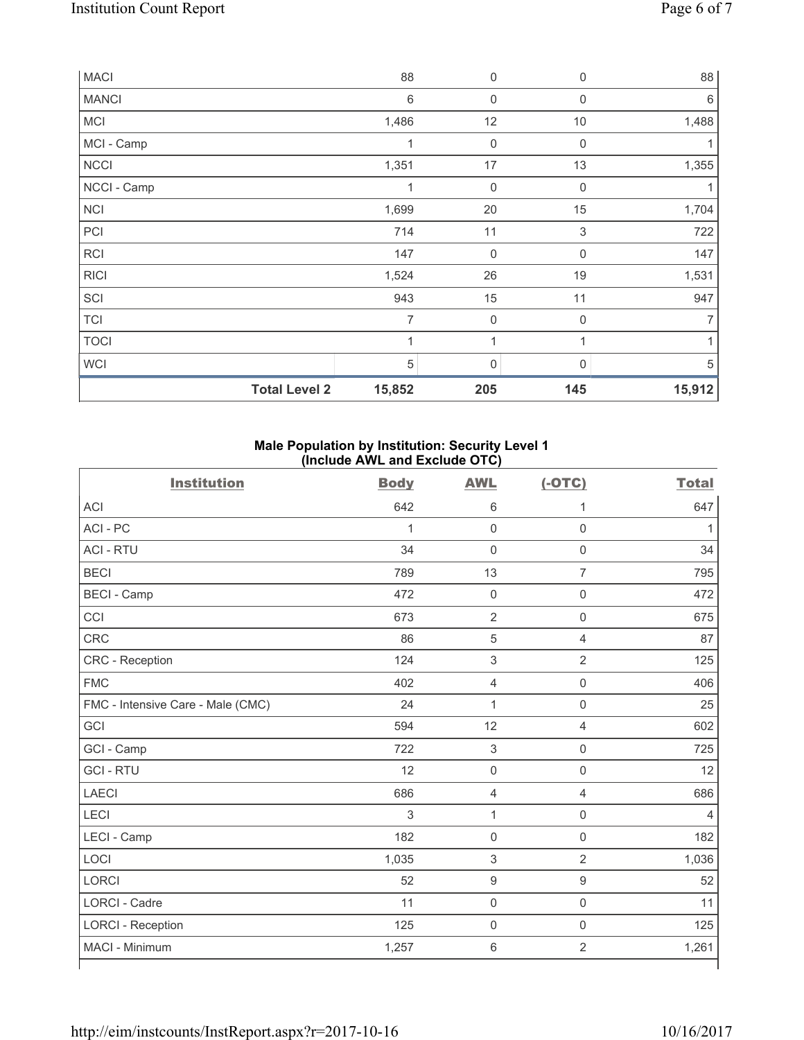| MACI | | 88 | 0 | 0 | 88 |
|---|---|---|---|---|---|
| MANCI | | 6 | 0 | 0 | 6 |
| MCI | | 1,486 | 12 | 10 | 1,488 |
| MCI - Camp | | 1 | 0 | 0 | 1 |
| NCCI | | 1,351 | 17 | 13 | 1,355 |
| NCCI - Camp | | 1 | 0 | 0 | 1 |
| NCI | | 1,699 | 20 | 15 | 1,704 |
| PCI | | 714 | 11 | 3 | 722 |
| RCI | | 147 | 0 | 0 | 147 |
| RICI | | 1,524 | 26 | 19 | 1,531 |
| SCI | | 943 | 15 | 11 | 947 |
| TCI | | 7 | 0 | 0 | 7 |
| TOCI | | 1 | 1 | 1 | 1 |
| WCI | | 5 | 0 | 0 | 5 |
| | **Total Level 2** | **15,852** | **205** | **145** | **15,912** |

**Male Population by Institution: Security Level 1 (Include AWL and Exclude OTC)**

| Institution | Body | AWL | (-OTC) | Total |
|---|---|---|---|---|
| ACI | 642 | 6 | 1 | 647 |
| ACI - PC | 1 | 0 | 0 | 1 |
| ACI - RTU | 34 | 0 | 0 | 34 |
| BECI | 789 | 13 | 7 | 795 |
| BECI - Camp | 472 | 0 | 0 | 472 |
| CCI | 673 | 2 | 0 | 675 |
| CRC | 86 | 5 | 4 | 87 |
| CRC - Reception | 124 | 3 | 2 | 125 |
| FMC | 402 | 4 | 0 | 406 |
| FMC - Intensive Care - Male (CMC) | 24 | 1 | 0 | 25 |
| GCI | 594 | 12 | 4 | 602 |
| GCI - Camp | 722 | 3 | 0 | 725 |
| GCI - RTU | 12 | 0 | 0 | 12 |
| LAECI | 686 | 4 | 4 | 686 |
| LECI | 3 | 1 | 0 | 4 |
| LECI - Camp | 182 | 0 | 0 | 182 |
| LOCI | 1,035 | 3 | 2 | 1,036 |
| LORCI | 52 | 9 | 9 | 52 |
| LORCI - Cadre | 11 | 0 | 0 | 11 |
| LORCI - Reception | 125 | 0 | 0 | 125 |
| MACI - Minimum | 1,257 | 6 | 2 | 1,261 |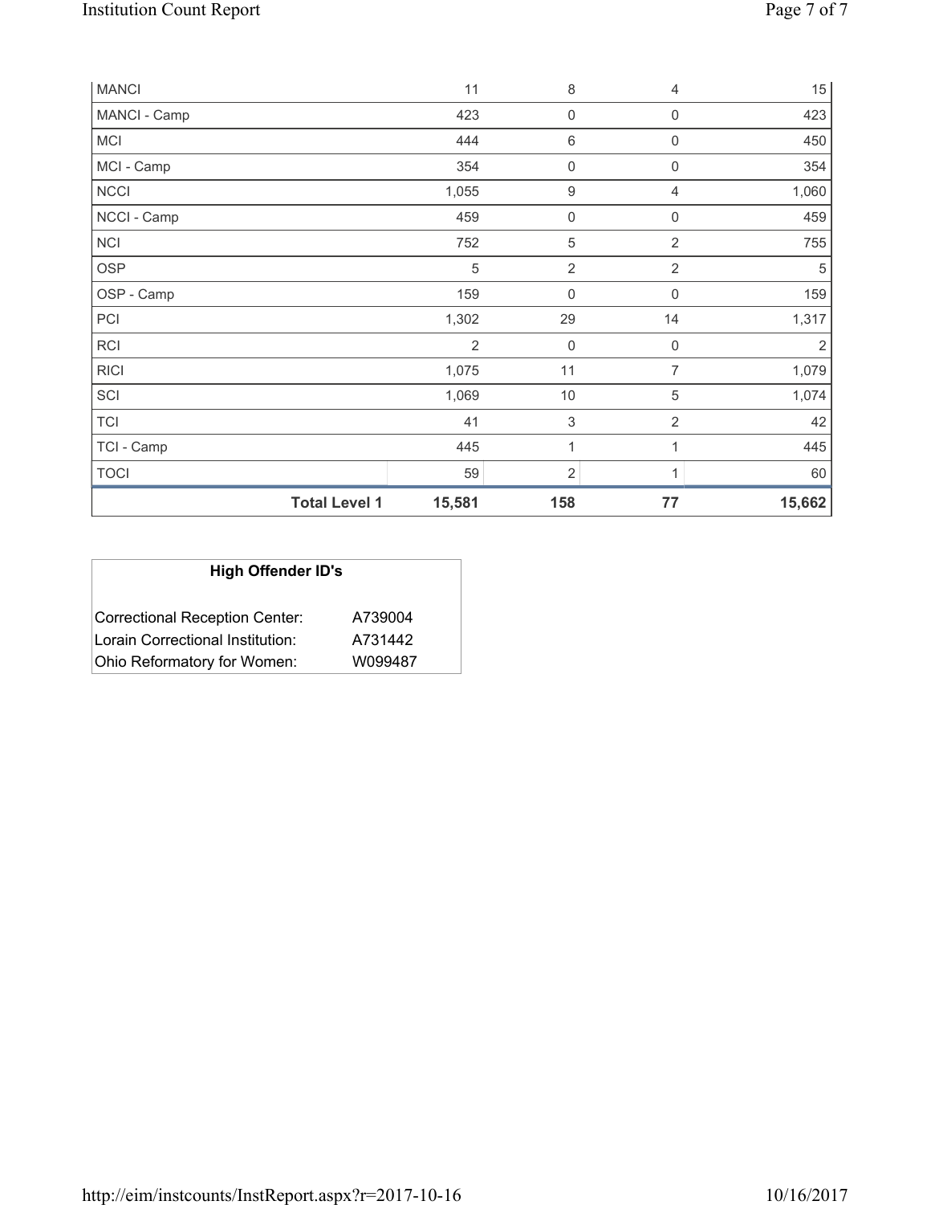| | | | | |
|---|---|---|---|---|
| MANCI | 11 | 8 | 4 | 15 |
| MANCI - Camp | 423 | 0 | 0 | 423 |
| MCI | 444 | 6 | 0 | 450 |
| MCI - Camp | 354 | 0 | 0 | 354 |
| NCCI | 1,055 | 9 | 4 | 1,060 |
| NCCI - Camp | 459 | 0 | 0 | 459 |
| NCI | 752 | 5 | 2 | 755 |
| OSP | 5 | 2 | 2 | 5 |
| OSP - Camp | 159 | 0 | 0 | 159 |
| PCI | 1,302 | 29 | 14 | 1,317 |
| RCI | 2 | 0 | 0 | 2 |
| RICI | 1,075 | 11 | 7 | 1,079 |
| SCI | 1,069 | 10 | 5 | 1,074 |
| TCI | 41 | 3 | 2 | 42 |
| TCI - Camp | 445 | 1 | 1 | 445 |
| TOCI | 59 | 2 | 1 | 60 |
| **Total Level 1** | **15,581** | **158** | **77** | **15,662** |

| **High Offender ID's** | |
|---|---|
| Correctional Reception Center: | A739004 |
| Lorain Correctional Institution: | A731442 |
| Ohio Reformatory for Women: | W099487 |